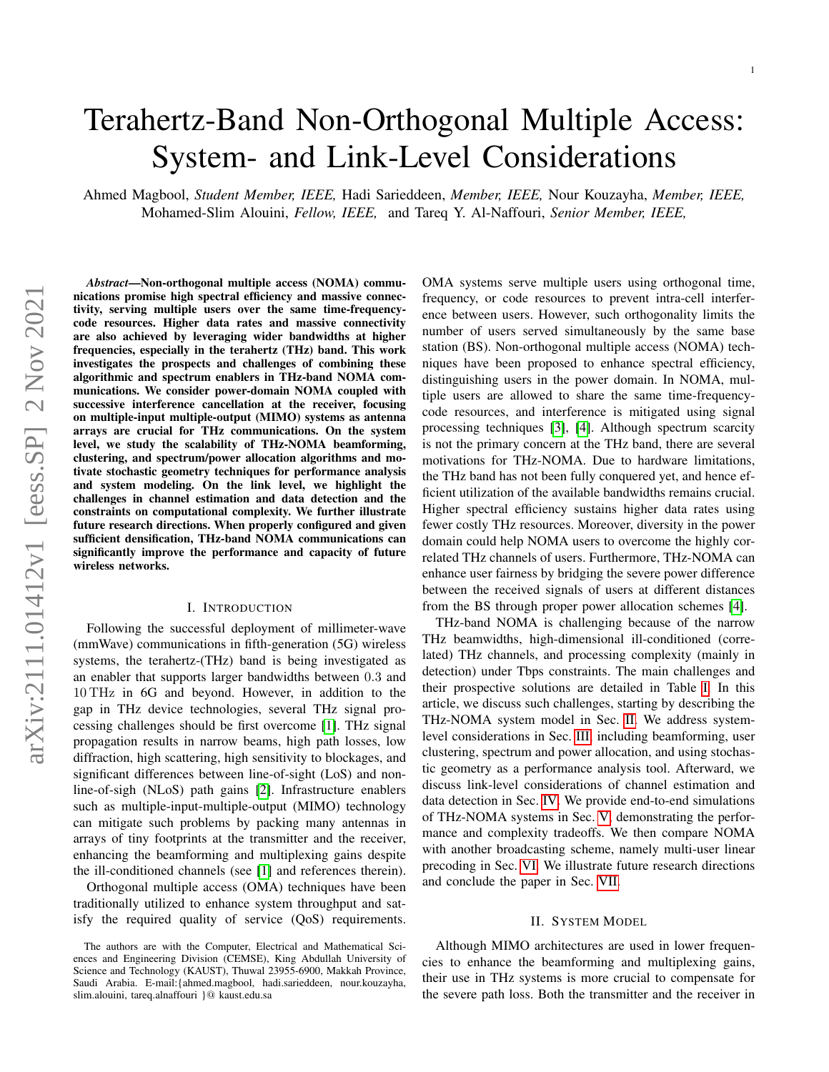# Terahertz-Band Non-Orthogonal Multiple Access: System- and Link-Level Considerations

Ahmed Magbool, *Student Member, IEEE,* Hadi Sarieddeen, *Member, IEEE,* Nour Kouzayha, *Member, IEEE,* Mohamed-Slim Alouini, *Fellow, IEEE,* and Tareq Y. Al-Naffouri, *Senior Member, IEEE,*

***Abstract*—Non-orthogonal multiple access (NOMA) communications promise high spectral efficiency and massive connectivity, serving multiple users over the same time-frequency-code resources. Higher data rates and massive connectivity are also achieved by leveraging wider bandwidths at higher frequencies, especially in the terahertz (THz) band. This work investigates the prospects and challenges of combining these algorithmic and spectrum enablers in THz-band NOMA communications. We consider power-domain NOMA coupled with successive interference cancellation at the receiver, focusing on multiple-input multiple-output (MIMO) systems as antenna arrays are crucial for THz communications. On the system level, we study the scalability of THz-NOMA beamforming, clustering, and spectrum/power allocation algorithms and motivate stochastic geometry techniques for performance analysis and system modeling. On the link level, we highlight the challenges in channel estimation and data detection and the constraints on computational complexity. We further illustrate future research directions. When properly configured and given sufficient densification, THz-band NOMA communications can significantly improve the performance and capacity of future wireless networks.**

## I. Introduction

Following the successful deployment of millimeter-wave (mmWave) communications in fifth-generation (5G) wireless systems, the terahertz-(THz) band is being investigated as an enabler that supports larger bandwidths between 0.3 and 10 THz in 6G and beyond. However, in addition to the gap in THz device technologies, several THz signal processing challenges should be first overcome [1]. THz signal propagation results in narrow beams, high path losses, low diffraction, high scattering, high sensitivity to blockages, and significant differences between line-of-sight (LoS) and non-line-of-sigh (NLoS) path gains [2]. Infrastructure enablers such as multiple-input-multiple-output (MIMO) technology can mitigate such problems by packing many antennas in arrays of tiny footprints at the transmitter and the receiver, enhancing the beamforming and multiplexing gains despite the ill-conditioned channels (see [1] and references therein).

Orthogonal multiple access (OMA) techniques have been traditionally utilized to enhance system throughput and satisfy the required quality of service (QoS) requirements. OMA systems serve multiple users using orthogonal time, frequency, or code resources to prevent intra-cell interference between users. However, such orthogonality limits the number of users served simultaneously by the same base station (BS). Non-orthogonal multiple access (NOMA) techniques have been proposed to enhance spectral efficiency, distinguishing users in the power domain. In NOMA, multiple users are allowed to share the same time-frequency-code resources, and interference is mitigated using signal processing techniques [3], [4]. Although spectrum scarcity is not the primary concern at the THz band, there are several motivations for THz-NOMA. Due to hardware limitations, the THz band has not been fully conquered yet, and hence efficient utilization of the available bandwidths remains crucial. Higher spectral efficiency sustains higher data rates using fewer costly THz resources. Moreover, diversity in the power domain could help NOMA users to overcome the highly correlated THz channels of users. Furthermore, THz-NOMA can enhance user fairness by bridging the severe power difference between the received signals of users at different distances from the BS through proper power allocation schemes [4].

THz-band NOMA is challenging because of the narrow THz beamwidths, high-dimensional ill-conditioned (correlated) THz channels, and processing complexity (mainly in detection) under Tbps constraints. The main challenges and their prospective solutions are detailed in Table I. In this article, we discuss such challenges, starting by describing the THz-NOMA system model in Sec. II. We address system-level considerations in Sec. III, including beamforming, user clustering, spectrum and power allocation, and using stochastic geometry as a performance analysis tool. Afterward, we discuss link-level considerations of channel estimation and data detection in Sec. IV. We provide end-to-end simulations of THz-NOMA systems in Sec. V, demonstrating the performance and complexity tradeoffs. We then compare NOMA with another broadcasting scheme, namely multi-user linear precoding in Sec. VI. We illustrate future research directions and conclude the paper in Sec. VII.

## II. System Model

Although MIMO architectures are used in lower frequencies to enhance the beamforming and multiplexing gains, their use in THz systems is more crucial to compensate for the severe path loss. Both the transmitter and the receiver in

The authors are with the Computer, Electrical and Mathematical Sciences and Engineering Division (CEMSE), King Abdullah University of Science and Technology (KAUST), Thuwal 23955-6900, Makkah Province, Saudi Arabia. E-mail:{ahmed.magbool, hadi.sarieddeen, nour.kouzayha, slim.alouini, tareq.alnaffouri }@ kaust.edu.sa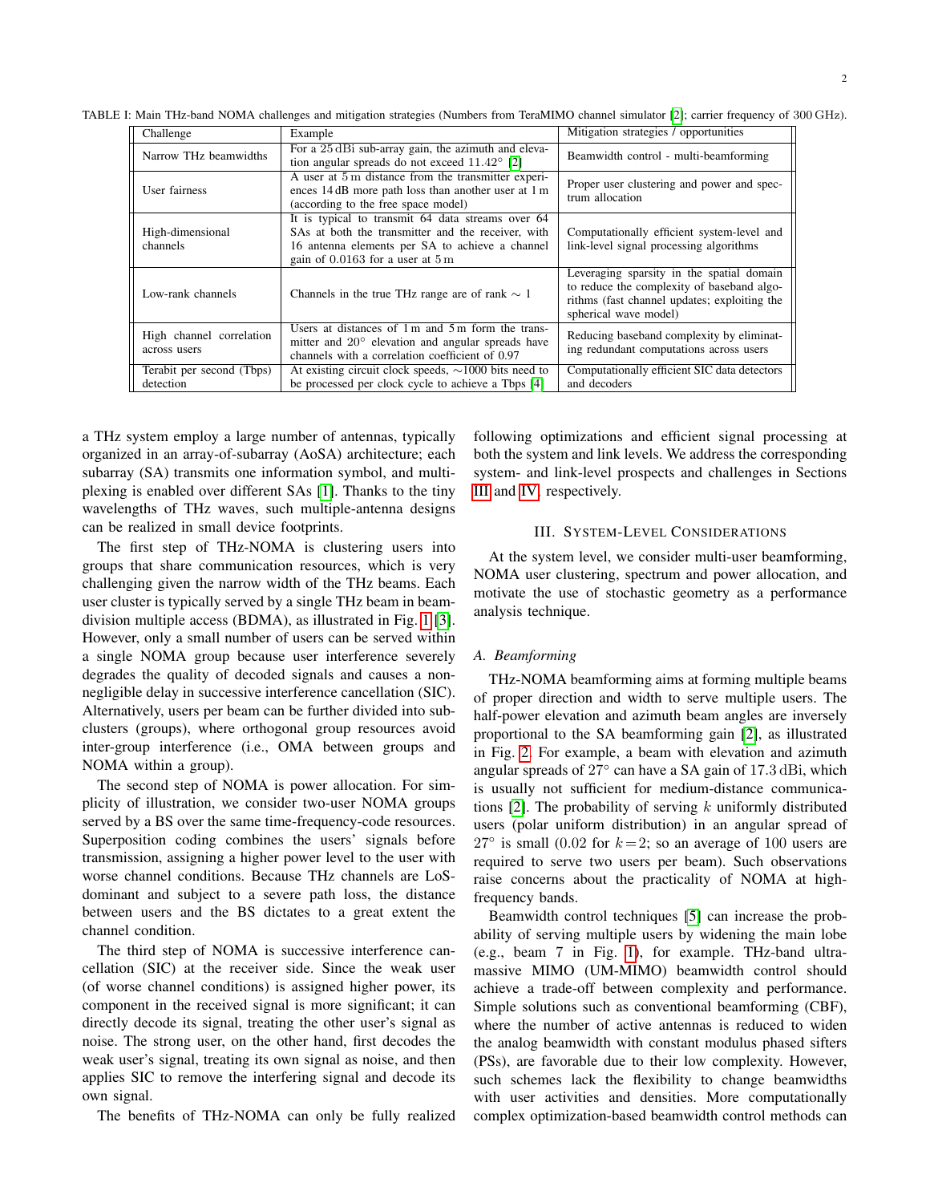TABLE I: Main THz-band NOMA challenges and mitigation strategies (Numbers from TeraMIMO channel simulator [2]; carrier frequency of 300 GHz).

| Challenge | Example | Mitigation strategies / opportunities |
| --- | --- | --- |
| Narrow THz beamwidths | For a 25 dBi sub-array gain, the azimuth and elevation angular spreads do not exceed 11.42° [2] | Beamwidth control - multi-beamforming |
| User fairness | A user at 5 m distance from the transmitter experiences 14 dB more path loss than another user at 1 m (according to the free space model) | Proper user clustering and power and spectrum allocation |
| High-dimensional channels | It is typical to transmit 64 data streams over 64 SAs at both the transmitter and the receiver, with 16 antenna elements per SA to achieve a channel gain of 0.0163 for a user at 5 m | Computationally efficient system-level and link-level signal processing algorithms |
| Low-rank channels | Channels in the true THz range are of rank ∼ 1 | Leveraging sparsity in the spatial domain to reduce the complexity of baseband algorithms (fast channel updates; exploiting the spherical wave model) |
| High channel correlation across users | Users at distances of 1 m and 5 m form the transmitter and 20° elevation and angular spreads have channels with a correlation coefficient of 0.97 | Reducing baseband complexity by eliminating redundant computations across users |
| Terabit per second (Tbps) detection | At existing circuit clock speeds, ∼1000 bits need to be processed per clock cycle to achieve a Tbps [4] | Computationally efficient SIC data detectors and decoders |

a THz system employ a large number of antennas, typically organized in an array-of-subarray (AoSA) architecture; each subarray (SA) transmits one information symbol, and multiplexing is enabled over different SAs [1]. Thanks to the tiny wavelengths of THz waves, such multiple-antenna designs can be realized in small device footprints.

The first step of THz-NOMA is clustering users into groups that share communication resources, which is very challenging given the narrow width of the THz beams. Each user cluster is typically served by a single THz beam in beam-division multiple access (BDMA), as illustrated in Fig. 1 [3]. However, only a small number of users can be served within a single NOMA group because user interference severely degrades the quality of decoded signals and causes a non-negligible delay in successive interference cancellation (SIC). Alternatively, users per beam can be further divided into sub-clusters (groups), where orthogonal group resources avoid inter-group interference (i.e., OMA between groups and NOMA within a group).

The second step of NOMA is power allocation. For simplicity of illustration, we consider two-user NOMA groups served by a BS over the same time-frequency-code resources. Superposition coding combines the users' signals before transmission, assigning a higher power level to the user with worse channel conditions. Because THz channels are LoS-dominant and subject to a severe path loss, the distance between users and the BS dictates to a great extent the channel condition.

The third step of NOMA is successive interference cancellation (SIC) at the receiver side. Since the weak user (of worse channel conditions) is assigned higher power, its component in the received signal is more significant; it can directly decode its signal, treating the other user's signal as noise. The strong user, on the other hand, first decodes the weak user's signal, treating its own signal as noise, and then applies SIC to remove the interfering signal and decode its own signal.

The benefits of THz-NOMA can only be fully realized following optimizations and efficient signal processing at both the system and link levels. We address the corresponding system- and link-level prospects and challenges in Sections III and IV, respectively.

## III. System-Level Considerations

At the system level, we consider multi-user beamforming, NOMA user clustering, spectrum and power allocation, and motivate the use of stochastic geometry as a performance analysis technique.

### A. Beamforming

THz-NOMA beamforming aims at forming multiple beams of proper direction and width to serve multiple users. The half-power elevation and azimuth beam angles are inversely proportional to the SA beamforming gain [2], as illustrated in Fig. 2. For example, a beam with elevation and azimuth angular spreads of 27° can have a SA gain of 17.3 dBi, which is usually not sufficient for medium-distance communications [2]. The probability of serving $k$ uniformly distributed users (polar uniform distribution) in an angular spread of 27° is small (0.02 for $k=2$; so an average of 100 users are required to serve two users per beam). Such observations raise concerns about the practicality of NOMA at high-frequency bands.

Beamwidth control techniques [5] can increase the probability of serving multiple users by widening the main lobe (e.g., beam 7 in Fig. 1), for example. THz-band ultra-massive MIMO (UM-MIMO) beamwidth control should achieve a trade-off between complexity and performance. Simple solutions such as conventional beamforming (CBF), where the number of active antennas is reduced to widen the analog beamwidth with constant modulus phased sifters (PSs), are favorable due to their low complexity. However, such schemes lack the flexibility to change beamwidths with user activities and densities. More computationally complex optimization-based beamwidth control methods can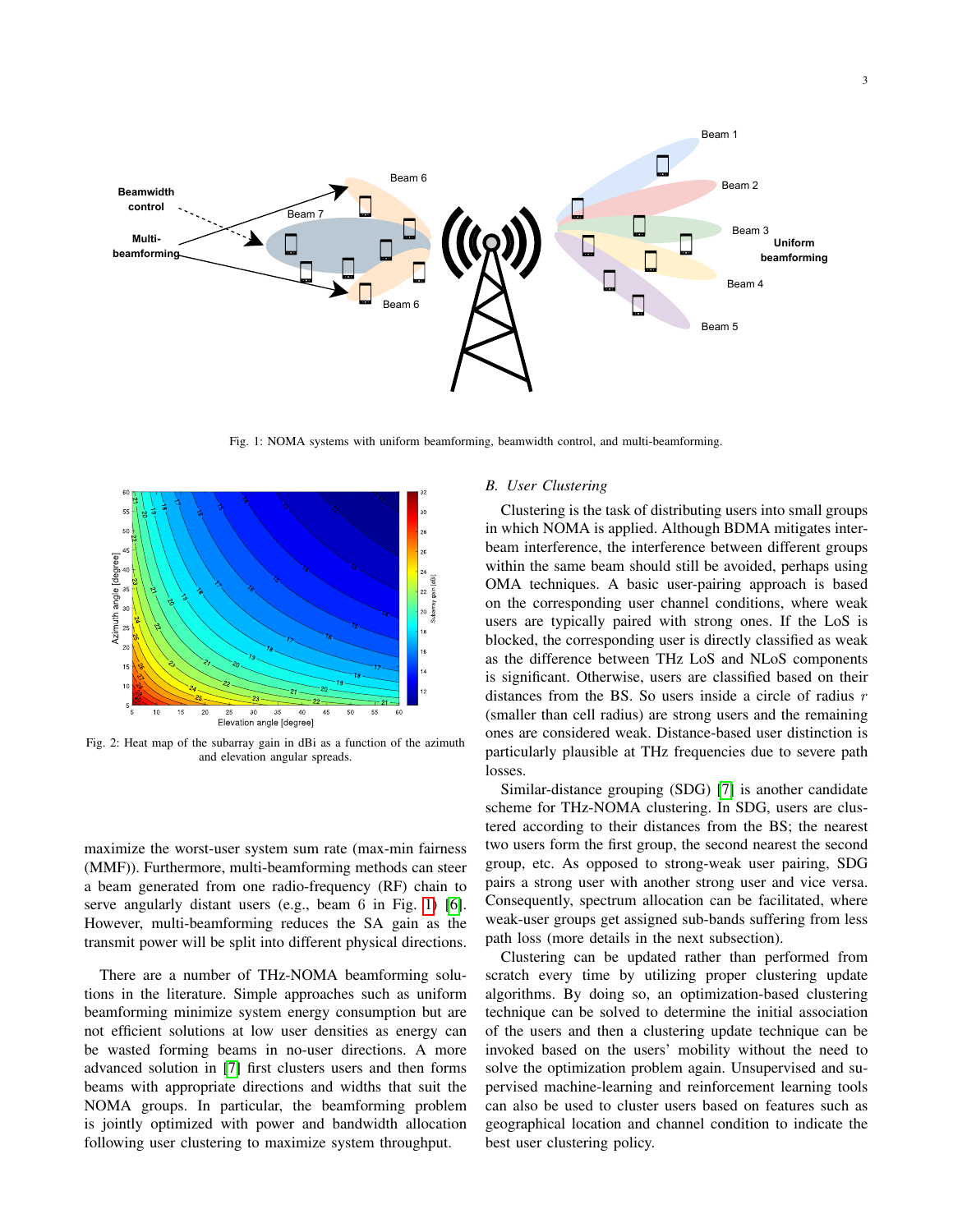Fig. 1: NOMA systems with uniform beamforming, beamwidth control, and multi-beamforming.

Fig. 2: Heat map of the subarray gain in dBi as a function of the azimuth and elevation angular spreads.

maximize the worst-user system sum rate (max-min fairness (MMF)). Furthermore, multi-beamforming methods can steer a beam generated from one radio-frequency (RF) chain to serve angularly distant users (e.g., beam 6 in Fig. 1) [6]. However, multi-beamforming reduces the SA gain as the transmit power will be split into different physical directions.

There are a number of THz-NOMA beamforming solutions in the literature. Simple approaches such as uniform beamforming minimize system energy consumption but are not efficient solutions at low user densities as energy can be wasted forming beams in no-user directions. A more advanced solution in [7] first clusters users and then forms beams with appropriate directions and widths that suit the NOMA groups. In particular, the beamforming problem is jointly optimized with power and bandwidth allocation following user clustering to maximize system throughput.

### B. User Clustering

Clustering is the task of distributing users into small groups in which NOMA is applied. Although BDMA mitigates inter-beam interference, the interference between different groups within the same beam should still be avoided, perhaps using OMA techniques. A basic user-pairing approach is based on the corresponding user channel conditions, where weak users are typically paired with strong ones. If the LoS is blocked, the corresponding user is directly classified as weak as the difference between THz LoS and NLoS components is significant. Otherwise, users are classified based on their distances from the BS. So users inside a circle of radius $r$ (smaller than cell radius) are strong users and the remaining ones are considered weak. Distance-based user distinction is particularly plausible at THz frequencies due to severe path losses.

Similar-distance grouping (SDG) [7] is another candidate scheme for THz-NOMA clustering. In SDG, users are clustered according to their distances from the BS; the nearest two users form the first group, the second nearest the second group, etc. As opposed to strong-weak user pairing, SDG pairs a strong user with another strong user and vice versa. Consequently, spectrum allocation can be facilitated, where weak-user groups get assigned sub-bands suffering from less path loss (more details in the next subsection).

Clustering can be updated rather than performed from scratch every time by utilizing proper clustering update algorithms. By doing so, an optimization-based clustering technique can be solved to determine the initial association of the users and then a clustering update technique can be invoked based on the users' mobility without the need to solve the optimization problem again. Unsupervised and supervised machine-learning and reinforcement learning tools can also be used to cluster users based on features such as geographical location and channel condition to indicate the best user clustering policy.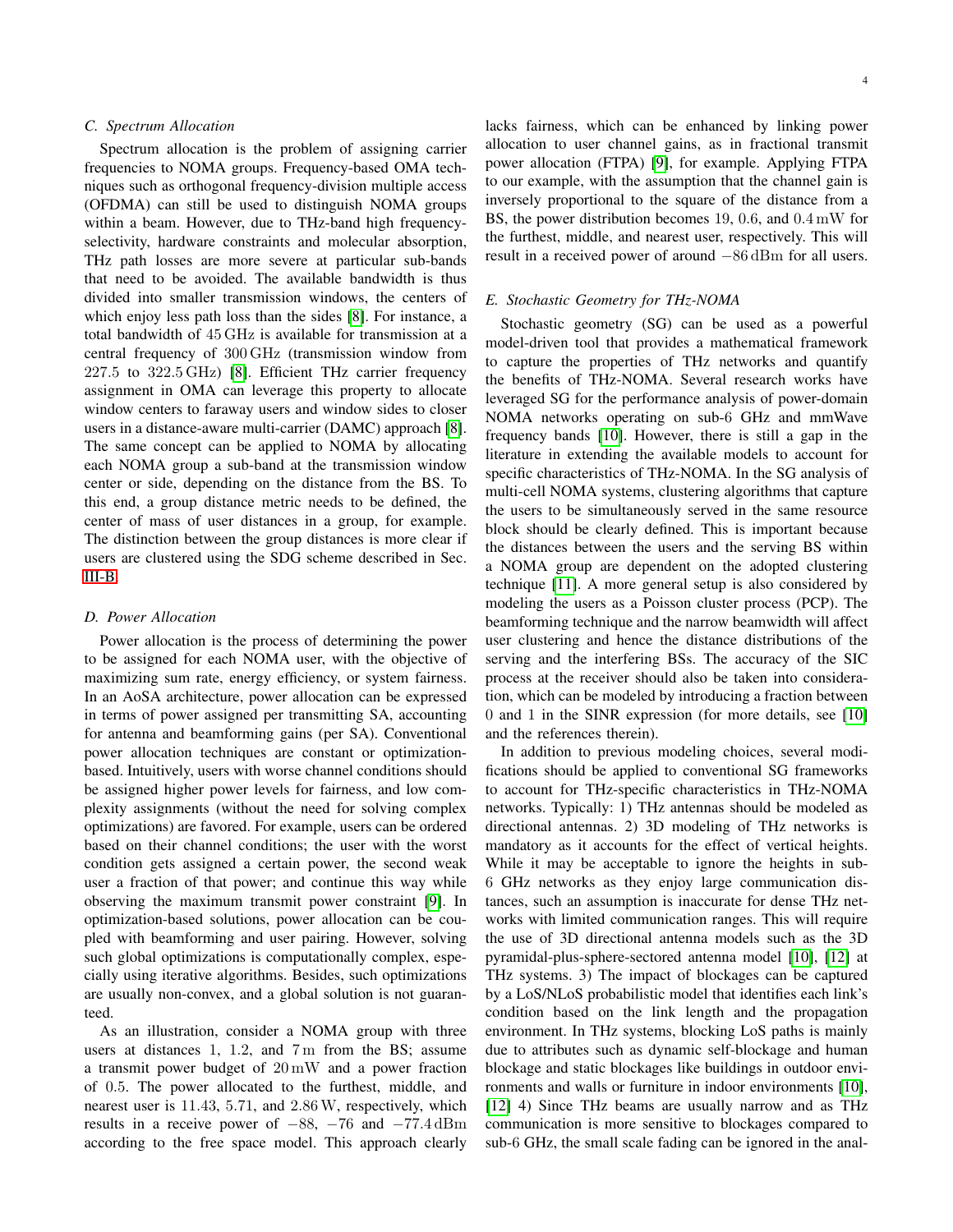### C. Spectrum Allocation

Spectrum allocation is the problem of assigning carrier frequencies to NOMA groups. Frequency-based OMA techniques such as orthogonal frequency-division multiple access (OFDMA) can still be used to distinguish NOMA groups within a beam. However, due to THz-band high frequency-selectivity, hardware constraints and molecular absorption, THz path losses are more severe at particular sub-bands that need to be avoided. The available bandwidth is thus divided into smaller transmission windows, the centers of which enjoy less path loss than the sides [8]. For instance, a total bandwidth of 45 GHz is available for transmission at a central frequency of 300 GHz (transmission window from 227.5 to 322.5 GHz) [8]. Efficient THz carrier frequency assignment in OMA can leverage this property to allocate window centers to faraway users and window sides to closer users in a distance-aware multi-carrier (DAMC) approach [8]. The same concept can be applied to NOMA by allocating each NOMA group a sub-band at the transmission window center or side, depending on the distance from the BS. To this end, a group distance metric needs to be defined, the center of mass of user distances in a group, for example. The distinction between the group distances is more clear if users are clustered using the SDG scheme described in Sec. III-B.

### D. Power Allocation

Power allocation is the process of determining the power to be assigned for each NOMA user, with the objective of maximizing sum rate, energy efficiency, or system fairness. In an AoSA architecture, power allocation can be expressed in terms of power assigned per transmitting SA, accounting for antenna and beamforming gains (per SA). Conventional power allocation techniques are constant or optimization-based. Intuitively, users with worse channel conditions should be assigned higher power levels for fairness, and low complexity assignments (without the need for solving complex optimizations) are favored. For example, users can be ordered based on their channel conditions; the user with the worst condition gets assigned a certain power, the second weak user a fraction of that power; and continue this way while observing the maximum transmit power constraint [9]. In optimization-based solutions, power allocation can be coupled with beamforming and user pairing. However, solving such global optimizations is computationally complex, especially using iterative algorithms. Besides, such optimizations are usually non-convex, and a global solution is not guaranteed.

As an illustration, consider a NOMA group with three users at distances 1, 1.2, and 7 m from the BS; assume a transmit power budget of 20 mW and a power fraction of 0.5. The power allocated to the furthest, middle, and nearest user is 11.43, 5.71, and 2.86 W, respectively, which results in a receive power of −88, −76 and −77.4 dBm according to the free space model. This approach clearly lacks fairness, which can be enhanced by linking power allocation to user channel gains, as in fractional transmit power allocation (FTPA) [9], for example. Applying FTPA to our example, with the assumption that the channel gain is inversely proportional to the square of the distance from a BS, the power distribution becomes 19, 0.6, and 0.4 mW for the furthest, middle, and nearest user, respectively. This will result in a received power of around −86 dBm for all users.

### E. Stochastic Geometry for THz-NOMA

Stochastic geometry (SG) can be used as a powerful model-driven tool that provides a mathematical framework to capture the properties of THz networks and quantify the benefits of THz-NOMA. Several research works have leveraged SG for the performance analysis of power-domain NOMA networks operating on sub-6 GHz and mmWave frequency bands [10]. However, there is still a gap in the literature in extending the available models to account for specific characteristics of THz-NOMA. In the SG analysis of multi-cell NOMA systems, clustering algorithms that capture the users to be simultaneously served in the same resource block should be clearly defined. This is important because the distances between the users and the serving BS within a NOMA group are dependent on the adopted clustering technique [11]. A more general setup is also considered by modeling the users as a Poisson cluster process (PCP). The beamforming technique and the narrow beamwidth will affect user clustering and hence the distance distributions of the serving and the interfering BSs. The accuracy of the SIC process at the receiver should also be taken into consideration, which can be modeled by introducing a fraction between 0 and 1 in the SINR expression (for more details, see [10] and the references therein).

In addition to previous modeling choices, several modifications should be applied to conventional SG frameworks to account for THz-specific characteristics in THz-NOMA networks. Typically: 1) THz antennas should be modeled as directional antennas. 2) 3D modeling of THz networks is mandatory as it accounts for the effect of vertical heights. While it may be acceptable to ignore the heights in sub-6 GHz networks as they enjoy large communication distances, such an assumption is inaccurate for dense THz networks with limited communication ranges. This will require the use of 3D directional antenna models such as the 3D pyramidal-plus-sphere-sectored antenna model [10], [12] at THz systems. 3) The impact of blockages can be captured by a LoS/NLoS probabilistic model that identifies each link's condition based on the link length and the propagation environment. In THz systems, blocking LoS paths is mainly due to attributes such as dynamic self-blockage and human blockage and static blockages like buildings in outdoor environments and walls or furniture in indoor environments [10], [12] 4) Since THz beams are usually narrow and as THz communication is more sensitive to blockages compared to sub-6 GHz, the small scale fading can be ignored in the anal-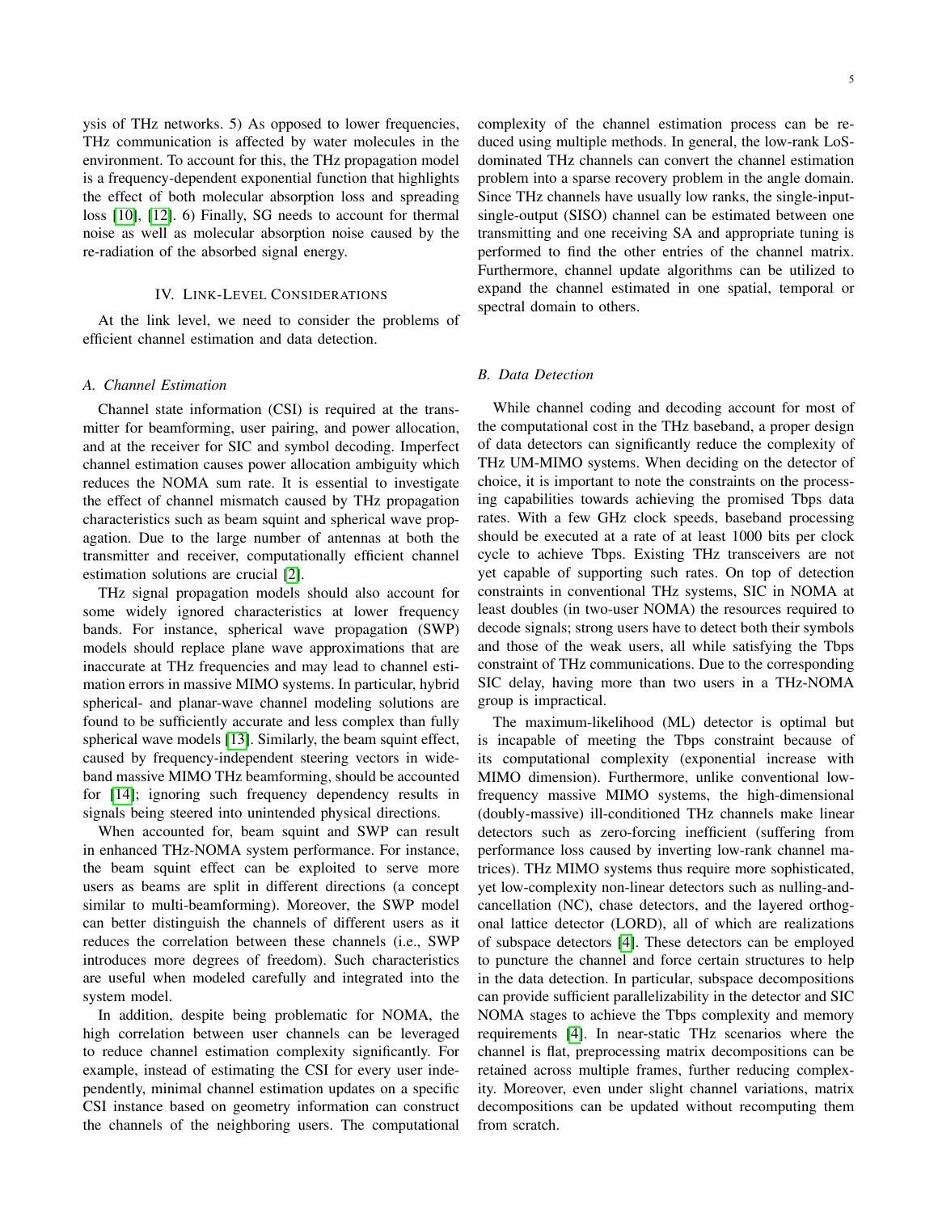ysis of THz networks. 5) As opposed to lower frequencies, THz communication is affected by water molecules in the environment. To account for this, the THz propagation model is a frequency-dependent exponential function that highlights the effect of both molecular absorption loss and spreading loss [10], [12]. 6) Finally, SG needs to account for thermal noise as well as molecular absorption noise caused by the re-radiation of the absorbed signal energy.

## IV. Link-Level Considerations

At the link level, we need to consider the problems of efficient channel estimation and data detection.

### A. Channel Estimation

Channel state information (CSI) is required at the transmitter for beamforming, user pairing, and power allocation, and at the receiver for SIC and symbol decoding. Imperfect channel estimation causes power allocation ambiguity which reduces the NOMA sum rate. It is essential to investigate the effect of channel mismatch caused by THz propagation characteristics such as beam squint and spherical wave propagation. Due to the large number of antennas at both the transmitter and receiver, computationally efficient channel estimation solutions are crucial [2].

THz signal propagation models should also account for some widely ignored characteristics at lower frequency bands. For instance, spherical wave propagation (SWP) models should replace plane wave approximations that are inaccurate at THz frequencies and may lead to channel estimation errors in massive MIMO systems. In particular, hybrid spherical- and planar-wave channel modeling solutions are found to be sufficiently accurate and less complex than fully spherical wave models [13]. Similarly, the beam squint effect, caused by frequency-independent steering vectors in wideband massive MIMO THz beamforming, should be accounted for [14]; ignoring such frequency dependency results in signals being steered into unintended physical directions.

When accounted for, beam squint and SWP can result in enhanced THz-NOMA system performance. For instance, the beam squint effect can be exploited to serve more users as beams are split in different directions (a concept similar to multi-beamforming). Moreover, the SWP model can better distinguish the channels of different users as it reduces the correlation between these channels (i.e., SWP introduces more degrees of freedom). Such characteristics are useful when modeled carefully and integrated into the system model.

In addition, despite being problematic for NOMA, the high correlation between user channels can be leveraged to reduce channel estimation complexity significantly. For example, instead of estimating the CSI for every user independently, minimal channel estimation updates on a specific CSI instance based on geometry information can construct the channels of the neighboring users. The computational complexity of the channel estimation process can be reduced using multiple methods. In general, the low-rank LoS-dominated THz channels can convert the channel estimation problem into a sparse recovery problem in the angle domain. Since THz channels have usually low ranks, the single-input-single-output (SISO) channel can be estimated between one transmitting and one receiving SA and appropriate tuning is performed to find the other entries of the channel matrix. Furthermore, channel update algorithms can be utilized to expand the channel estimated in one spatial, temporal or spectral domain to others.

### B. Data Detection

While channel coding and decoding account for most of the computational cost in the THz baseband, a proper design of data detectors can significantly reduce the complexity of THz UM-MIMO systems. When deciding on the detector of choice, it is important to note the constraints on the processing capabilities towards achieving the promised Tbps data rates. With a few GHz clock speeds, baseband processing should be executed at a rate of at least 1000 bits per clock cycle to achieve Tbps. Existing THz transceivers are not yet capable of supporting such rates. On top of detection constraints in conventional THz systems, SIC in NOMA at least doubles (in two-user NOMA) the resources required to decode signals; strong users have to detect both their symbols and those of the weak users, all while satisfying the Tbps constraint of THz communications. Due to the corresponding SIC delay, having more than two users in a THz-NOMA group is impractical.

The maximum-likelihood (ML) detector is optimal but is incapable of meeting the Tbps constraint because of its computational complexity (exponential increase with MIMO dimension). Furthermore, unlike conventional low-frequency massive MIMO systems, the high-dimensional (doubly-massive) ill-conditioned THz channels make linear detectors such as zero-forcing inefficient (suffering from performance loss caused by inverting low-rank channel matrices). THz MIMO systems thus require more sophisticated, yet low-complexity non-linear detectors such as nulling-and-cancellation (NC), chase detectors, and the layered orthogonal lattice detector (LORD), all of which are realizations of subspace detectors [4]. These detectors can be employed to puncture the channel and force certain structures to help in the data detection. In particular, subspace decompositions can provide sufficient parallelizability in the detector and SIC NOMA stages to achieve the Tbps complexity and memory requirements [4]. In near-static THz scenarios where the channel is flat, preprocessing matrix decompositions can be retained across multiple frames, further reducing complexity. Moreover, even under slight channel variations, matrix decompositions can be updated without recomputing them from scratch.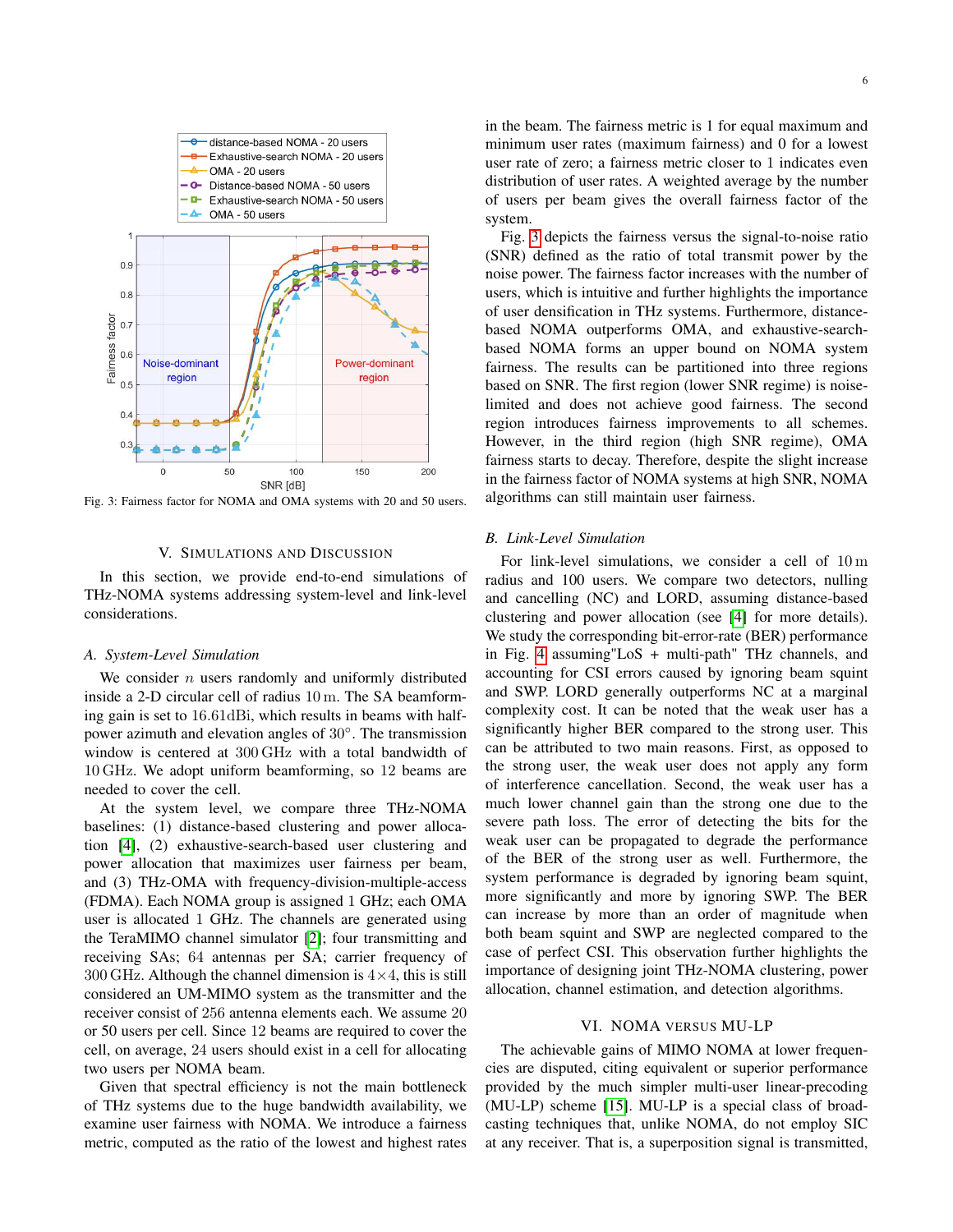Fig. 3: Fairness factor for NOMA and OMA systems with 20 and 50 users.

## V. Simulations and Discussion

In this section, we provide end-to-end simulations of THz-NOMA systems addressing system-level and link-level considerations.

### A. System-Level Simulation

We consider $n$ users randomly and uniformly distributed inside a 2-D circular cell of radius 10 m. The SA beamforming gain is set to 16.61dBi, which results in beams with half-power azimuth and elevation angles of $30^{\circ}$. The transmission window is centered at 300 GHz with a total bandwidth of 10 GHz. We adopt uniform beamforming, so 12 beams are needed to cover the cell.

At the system level, we compare three THz-NOMA baselines: (1) distance-based clustering and power allocation [4], (2) exhaustive-search-based user clustering and power allocation that maximizes user fairness per beam, and (3) THz-OMA with frequency-division-multiple-access (FDMA). Each NOMA group is assigned 1 GHz; each OMA user is allocated 1 GHz. The channels are generated using the TeraMIMO channel simulator [2]; four transmitting and receiving SAs; 64 antennas per SA; carrier frequency of 300 GHz. Although the channel dimension is $4\times4$, this is still considered an UM-MIMO system as the transmitter and the receiver consist of 256 antenna elements each. We assume 20 or 50 users per cell. Since 12 beams are required to cover the cell, on average, 24 users should exist in a cell for allocating two users per NOMA beam.

Given that spectral efficiency is not the main bottleneck of THz systems due to the huge bandwidth availability, we examine user fairness with NOMA. We introduce a fairness metric, computed as the ratio of the lowest and highest rates in the beam. The fairness metric is 1 for equal maximum and minimum user rates (maximum fairness) and 0 for a lowest user rate of zero; a fairness metric closer to 1 indicates even distribution of user rates. A weighted average by the number of users per beam gives the overall fairness factor of the system.

Fig. 3 depicts the fairness versus the signal-to-noise ratio (SNR) defined as the ratio of total transmit power by the noise power. The fairness factor increases with the number of users, which is intuitive and further highlights the importance of user densification in THz systems. Furthermore, distance-based NOMA outperforms OMA, and exhaustive-search-based NOMA forms an upper bound on NOMA system fairness. The results can be partitioned into three regions based on SNR. The first region (lower SNR regime) is noise-limited and does not achieve good fairness. The second region introduces fairness improvements to all schemes. However, in the third region (high SNR regime), OMA fairness starts to decay. Therefore, despite the slight increase in the fairness factor of NOMA systems at high SNR, NOMA algorithms can still maintain user fairness.

### B. Link-Level Simulation

For link-level simulations, we consider a cell of 10 m radius and 100 users. We compare two detectors, nulling and cancelling (NC) and LORD, assuming distance-based clustering and power allocation (see [4] for more details). We study the corresponding bit-error-rate (BER) performance in Fig. 4 assuming"LoS + multi-path" THz channels, and accounting for CSI errors caused by ignoring beam squint and SWP. LORD generally outperforms NC at a marginal complexity cost. It can be noted that the weak user has a significantly higher BER compared to the strong user. This can be attributed to two main reasons. First, as opposed to the strong user, the weak user does not apply any form of interference cancellation. Second, the weak user has a much lower channel gain than the strong one due to the severe path loss. The error of detecting the bits for the weak user can be propagated to degrade the performance of the BER of the strong user as well. Furthermore, the system performance is degraded by ignoring beam squint, more significantly and more by ignoring SWP. The BER can increase by more than an order of magnitude when both beam squint and SWP are neglected compared to the case of perfect CSI. This observation further highlights the importance of designing joint THz-NOMA clustering, power allocation, channel estimation, and detection algorithms.

## VI. NOMA versus MU-LP

The achievable gains of MIMO NOMA at lower frequencies are disputed, citing equivalent or superior performance provided by the much simpler multi-user linear-precoding (MU-LP) scheme [15]. MU-LP is a special class of broadcasting techniques that, unlike NOMA, do not employ SIC at any receiver. That is, a superposition signal is transmitted,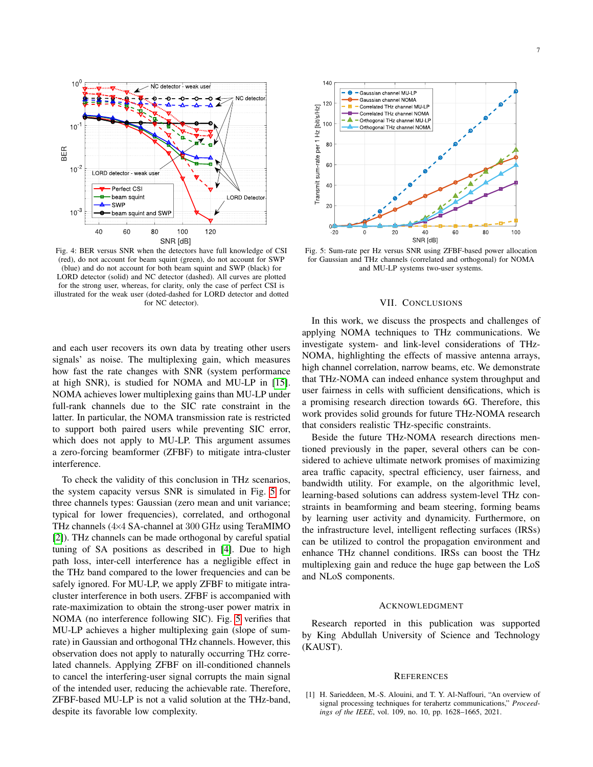Fig. 4: BER versus SNR when the detectors have full knowledge of CSI (red), do not account for beam squint (green), do not account for SWP (blue) and do not account for both beam squint and SWP (black) for LORD detector (solid) and NC detector (dashed). All curves are plotted for the strong user, whereas, for clarity, only the case of perfect CSI is illustrated for the weak user (doted-dashed for LORD detector and dotted for NC detector).

Fig. 5: Sum-rate per Hz versus SNR using ZFBF-based power allocation for Gaussian and THz channels (correlated and orthogonal) for NOMA and MU-LP systems two-user systems.

and each user recovers its own data by treating other users signals' as noise. The multiplexing gain, which measures how fast the rate changes with SNR (system performance at high SNR), is studied for NOMA and MU-LP in [15]. NOMA achieves lower multiplexing gains than MU-LP under full-rank channels due to the SIC rate constraint in the latter. In particular, the NOMA transmission rate is restricted to support both paired users while preventing SIC error, which does not apply to MU-LP. This argument assumes a zero-forcing beamformer (ZFBF) to mitigate intra-cluster interference.

To check the validity of this conclusion in THz scenarios, the system capacity versus SNR is simulated in Fig. 5 for three channels types: Gaussian (zero mean and unit variance; typical for lower frequencies), correlated, and orthogonal THz channels ($4{\times}4$ SA-channel at 300 GHz using TeraMIMO [2]). THz channels can be made orthogonal by careful spatial tuning of SA positions as described in [4]. Due to high path loss, inter-cell interference has a negligible effect in the THz band compared to the lower frequencies and can be safely ignored. For MU-LP, we apply ZFBF to mitigate intra-cluster interference in both users. ZFBF is accompanied with rate-maximization to obtain the strong-user power matrix in NOMA (no interference following SIC). Fig. 5 verifies that MU-LP achieves a higher multiplexing gain (slope of sum-rate) in Gaussian and orthogonal THz channels. However, this observation does not apply to naturally occurring THz correlated channels. Applying ZFBF on ill-conditioned channels to cancel the interfering-user signal corrupts the main signal of the intended user, reducing the achievable rate. Therefore, ZFBF-based MU-LP is not a valid solution at the THz-band, despite its favorable low complexity.

## VII. Conclusions

In this work, we discuss the prospects and challenges of applying NOMA techniques to THz communications. We investigate system- and link-level considerations of THz-NOMA, highlighting the effects of massive antenna arrays, high channel correlation, narrow beams, etc. We demonstrate that THz-NOMA can indeed enhance system throughput and user fairness in cells with sufficient densifications, which is a promising research direction towards 6G. Therefore, this work provides solid grounds for future THz-NOMA research that considers realistic THz-specific constraints.

Beside the future THz-NOMA research directions mentioned previously in the paper, several others can be considered to achieve ultimate network promises of maximizing area traffic capacity, spectral efficiency, user fairness, and bandwidth utility. For example, on the algorithmic level, learning-based solutions can address system-level THz constraints in beamforming and beam steering, forming beams by learning user activity and dynamicity. Furthermore, on the infrastructure level, intelligent reflecting surfaces (IRSs) can be utilized to control the propagation environment and enhance THz channel conditions. IRSs can boost the THz multiplexing gain and reduce the huge gap between the LoS and NLoS components.

## Acknowledgment

Research reported in this publication was supported by King Abdullah University of Science and Technology (KAUST).

## References

[1] H. Sarieddeen, M.-S. Alouini, and T. Y. Al-Naffouri, "An overview of signal processing techniques for terahertz communications," *Proceedings of the IEEE*, vol. 109, no. 10, pp. 1628–1665, 2021.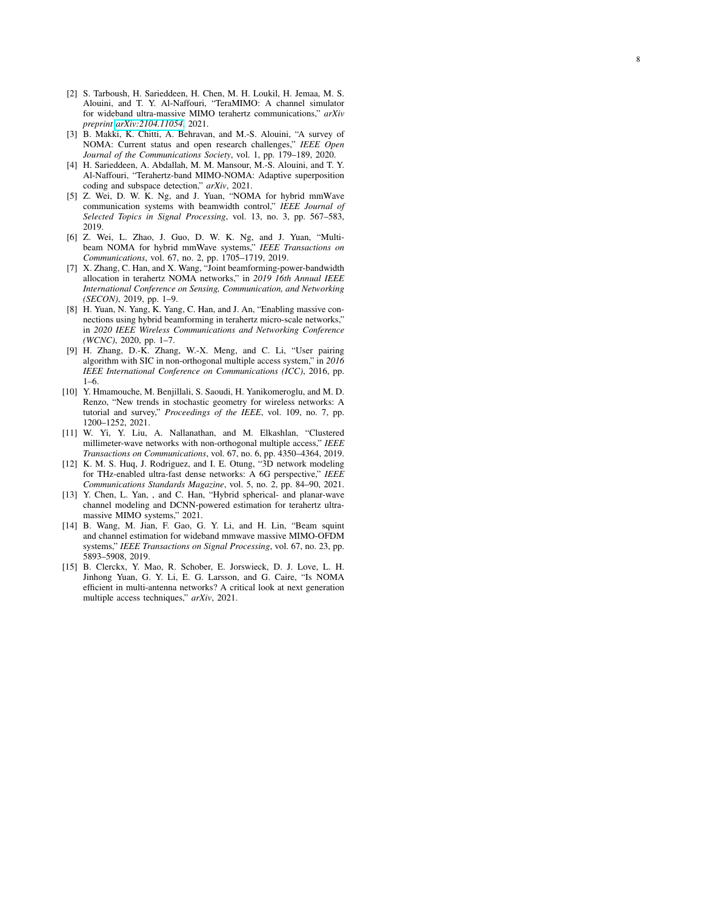[2] S. Tarboush, H. Sarieddeen, H. Chen, M. H. Loukil, H. Jemaa, M. S. Alouini, and T. Y. Al-Naffouri, "TeraMIMO: A channel simulator for wideband ultra-massive MIMO terahertz communications," *arXiv preprint arXiv:2104.11054*, 2021.

[3] B. Makki, K. Chitti, A. Behravan, and M.-S. Alouini, "A survey of NOMA: Current status and open research challenges," *IEEE Open Journal of the Communications Society*, vol. 1, pp. 179–189, 2020.

[4] H. Sarieddeen, A. Abdallah, M. M. Mansour, M.-S. Alouini, and T. Y. Al-Naffouri, "Terahertz-band MIMO-NOMA: Adaptive superposition coding and subspace detection," *arXiv*, 2021.

[5] Z. Wei, D. W. K. Ng, and J. Yuan, "NOMA for hybrid mmWave communication systems with beamwidth control," *IEEE Journal of Selected Topics in Signal Processing*, vol. 13, no. 3, pp. 567–583, 2019.

[6] Z. Wei, L. Zhao, J. Guo, D. W. K. Ng, and J. Yuan, "Multi-beam NOMA for hybrid mmWave systems," *IEEE Transactions on Communications*, vol. 67, no. 2, pp. 1705–1719, 2019.

[7] X. Zhang, C. Han, and X. Wang, "Joint beamforming-power-bandwidth allocation in terahertz NOMA networks," in *2019 16th Annual IEEE International Conference on Sensing, Communication, and Networking (SECON)*, 2019, pp. 1–9.

[8] H. Yuan, N. Yang, K. Yang, C. Han, and J. An, "Enabling massive connections using hybrid beamforming in terahertz micro-scale networks," in *2020 IEEE Wireless Communications and Networking Conference (WCNC)*, 2020, pp. 1–7.

[9] H. Zhang, D.-K. Zhang, W.-X. Meng, and C. Li, "User pairing algorithm with SIC in non-orthogonal multiple access system," in *2016 IEEE International Conference on Communications (ICC)*, 2016, pp. 1–6.

[10] Y. Hmamouche, M. Benjillali, S. Saoudi, H. Yanikomeroglu, and M. D. Renzo, "New trends in stochastic geometry for wireless networks: A tutorial and survey," *Proceedings of the IEEE*, vol. 109, no. 7, pp. 1200–1252, 2021.

[11] W. Yi, Y. Liu, A. Nallanathan, and M. Elkashlan, "Clustered millimeter-wave networks with non-orthogonal multiple access," *IEEE Transactions on Communications*, vol. 67, no. 6, pp. 4350–4364, 2019.

[12] K. M. S. Huq, J. Rodriguez, and I. E. Otung, "3D network modeling for THz-enabled ultra-fast dense networks: A 6G perspective," *IEEE Communications Standards Magazine*, vol. 5, no. 2, pp. 84–90, 2021.

[13] Y. Chen, L. Yan, , and C. Han, "Hybrid spherical- and planar-wave channel modeling and DCNN-powered estimation for terahertz ultra-massive MIMO systems," 2021.

[14] B. Wang, M. Jian, F. Gao, G. Y. Li, and H. Lin, "Beam squint and channel estimation for wideband mmwave massive MIMO-OFDM systems," *IEEE Transactions on Signal Processing*, vol. 67, no. 23, pp. 5893–5908, 2019.

[15] B. Clerckx, Y. Mao, R. Schober, E. Jorswieck, D. J. Love, L. H. Jinhong Yuan, G. Y. Li, E. G. Larsson, and G. Caire, "Is NOMA efficient in multi-antenna networks? A critical look at next generation multiple access techniques," *arXiv*, 2021.